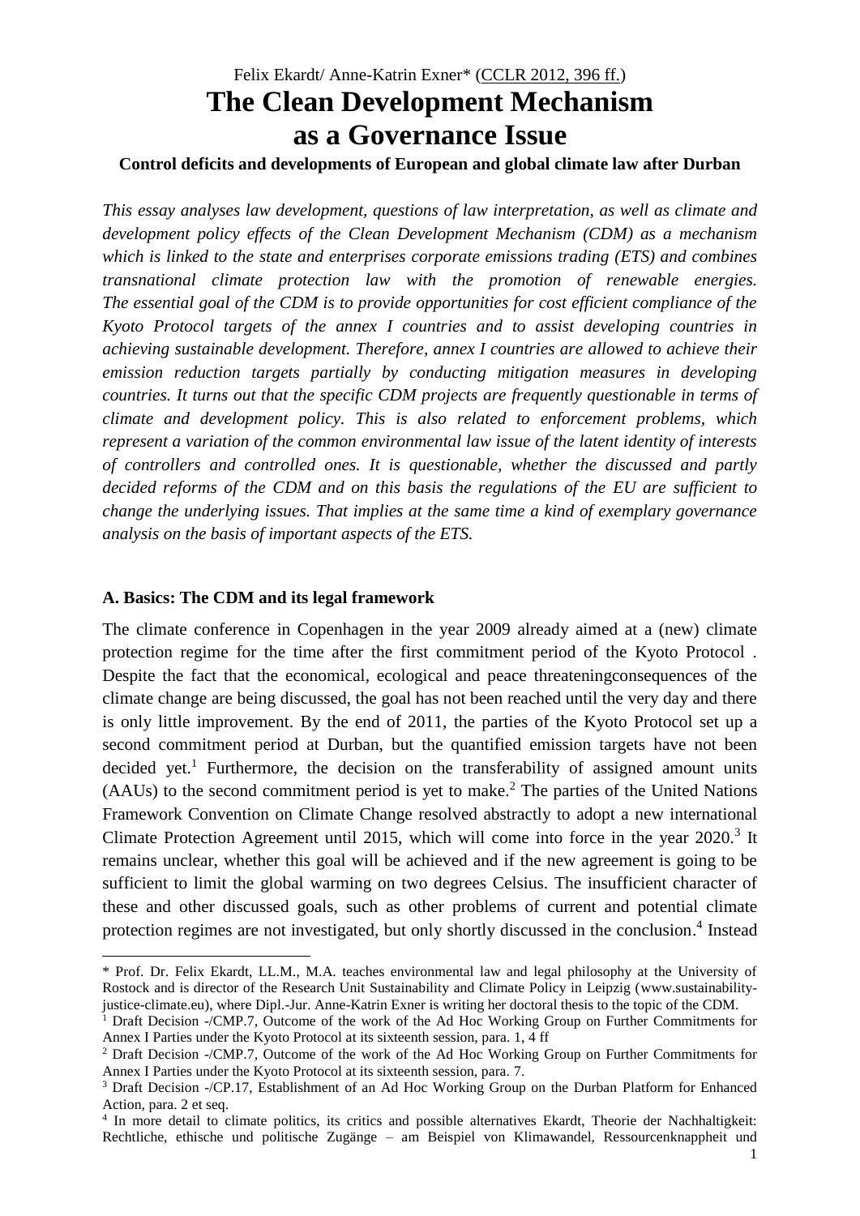Felix Ekardt/ Anne-Katrin Exner* (CCLR 2012, 396 ff.)

# The Clean Development Mechanism as a Governance Issue

**Control deficits and developments of European and global climate law after Durban**

*This essay analyses law development, questions of law interpretation, as well as climate and development policy effects of the Clean Development Mechanism (CDM) as a mechanism which is linked to the state and enterprises corporate emissions trading (ETS) and combines transnational climate protection law with the promotion of renewable energies. The essential goal of the CDM is to provide opportunities for cost efficient compliance of the Kyoto Protocol targets of the annex I countries and to assist developing countries in achieving sustainable development. Therefore, annex I countries are allowed to achieve their emission reduction targets partially by conducting mitigation measures in developing countries. It turns out that the specific CDM projects are frequently questionable in terms of climate and development policy. This is also related to enforcement problems, which represent a variation of the common environmental law issue of the latent identity of interests of controllers and controlled ones. It is questionable, whether the discussed and partly decided reforms of the CDM and on this basis the regulations of the EU are sufficient to change the underlying issues. That implies at the same time a kind of exemplary governance analysis on the basis of important aspects of the ETS.*

## A. Basics: The CDM and its legal framework

The climate conference in Copenhagen in the year 2009 already aimed at a (new) climate protection regime for the time after the first commitment period of the Kyoto Protocol . Despite the fact that the economical, ecological and peace threateningconsequences of the climate change are being discussed, the goal has not been reached until the very day and there is only little improvement. By the end of 2011, the parties of the Kyoto Protocol set up a second commitment period at Durban, but the quantified emission targets have not been decided yet.[1] Furthermore, the decision on the transferability of assigned amount units (AAUs) to the second commitment period is yet to make.[2] The parties of the United Nations Framework Convention on Climate Change resolved abstractly to adopt a new international Climate Protection Agreement until 2015, which will come into force in the year 2020.[3] It remains unclear, whether this goal will be achieved and if the new agreement is going to be sufficient to limit the global warming on two degrees Celsius. The insufficient character of these and other discussed goals, such as other problems of current and potential climate protection regimes are not investigated, but only shortly discussed in the conclusion.[4] Instead

---

\* Prof. Dr. Felix Ekardt, LL.M., M.A. teaches environmental law and legal philosophy at the University of Rostock and is director of the Research Unit Sustainability and Climate Policy in Leipzig (www.sustainability-justice-climate.eu), where Dipl.-Jur. Anne-Katrin Exner is writing her doctoral thesis to the topic of the CDM.

[1] Draft Decision -/CMP.7, Outcome of the work of the Ad Hoc Working Group on Further Commitments for Annex I Parties under the Kyoto Protocol at its sixteenth session, para. 1, 4 ff

[2] Draft Decision -/CMP.7, Outcome of the work of the Ad Hoc Working Group on Further Commitments for Annex I Parties under the Kyoto Protocol at its sixteenth session, para. 7.

[3] Draft Decision -/CP.17, Establishment of an Ad Hoc Working Group on the Durban Platform for Enhanced Action, para. 2 et seq.

[4] In more detail to climate politics, its critics and possible alternatives Ekardt, Theorie der Nachhaltigkeit: Rechtliche, ethische und politische Zugänge – am Beispiel von Klimawandel, Ressourcenknappheit und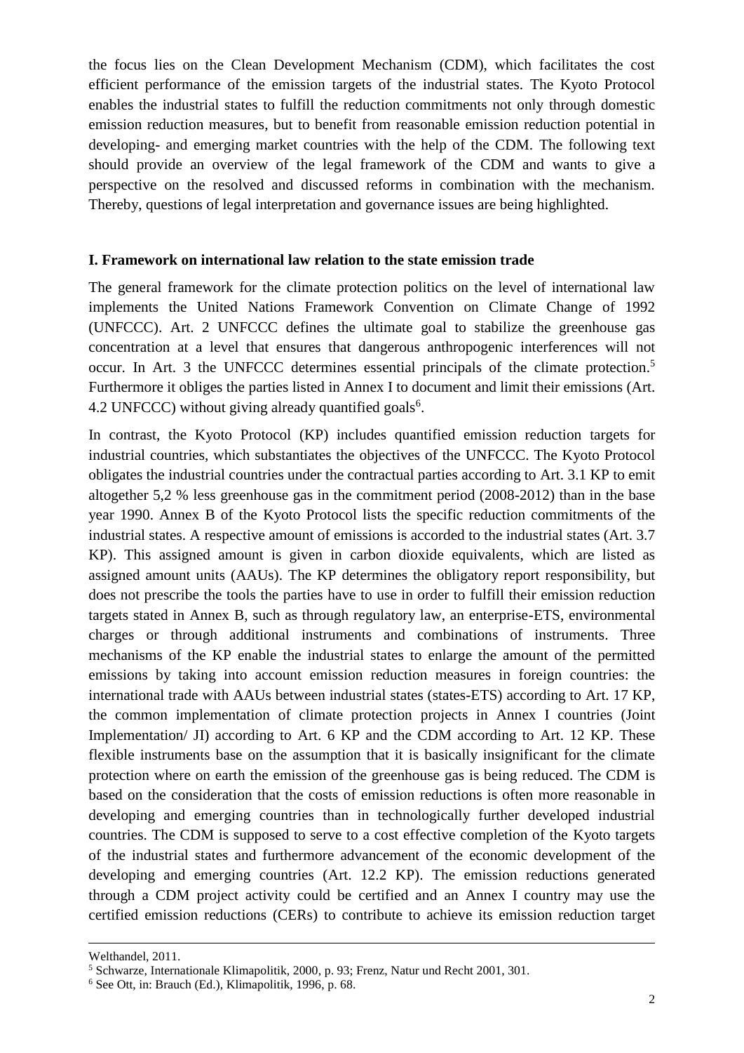the focus lies on the Clean Development Mechanism (CDM), which facilitates the cost efficient performance of the emission targets of the industrial states. The Kyoto Protocol enables the industrial states to fulfill the reduction commitments not only through domestic emission reduction measures, but to benefit from reasonable emission reduction potential in developing- and emerging market countries with the help of the CDM. The following text should provide an overview of the legal framework of the CDM and wants to give a perspective on the resolved and discussed reforms in combination with the mechanism. Thereby, questions of legal interpretation and governance issues are being highlighted.

**I. Framework on international law relation to the state emission trade**

The general framework for the climate protection politics on the level of international law implements the United Nations Framework Convention on Climate Change of 1992 (UNFCCC). Art. 2 UNFCCC defines the ultimate goal to stabilize the greenhouse gas concentration at a level that ensures that dangerous anthropogenic interferences will not occur. In Art. 3 the UNFCCC determines essential principals of the climate protection.[5] Furthermore it obliges the parties listed in Annex I to document and limit their emissions (Art. 4.2 UNFCCC) without giving already quantified goals[6].

In contrast, the Kyoto Protocol (KP) includes quantified emission reduction targets for industrial countries, which substantiates the objectives of the UNFCCC. The Kyoto Protocol obligates the industrial countries under the contractual parties according to Art. 3.1 KP to emit altogether 5,2 % less greenhouse gas in the commitment period (2008-2012) than in the base year 1990. Annex B of the Kyoto Protocol lists the specific reduction commitments of the industrial states. A respective amount of emissions is accorded to the industrial states (Art. 3.7 KP). This assigned amount is given in carbon dioxide equivalents, which are listed as assigned amount units (AAUs). The KP determines the obligatory report responsibility, but does not prescribe the tools the parties have to use in order to fulfill their emission reduction targets stated in Annex B, such as through regulatory law, an enterprise-ETS, environmental charges or through additional instruments and combinations of instruments. Three mechanisms of the KP enable the industrial states to enlarge the amount of the permitted emissions by taking into account emission reduction measures in foreign countries: the international trade with AAUs between industrial states (states-ETS) according to Art. 17 KP, the common implementation of climate protection projects in Annex I countries (Joint Implementation/ JI) according to Art. 6 KP and the CDM according to Art. 12 KP. These flexible instruments base on the assumption that it is basically insignificant for the climate protection where on earth the emission of the greenhouse gas is being reduced. The CDM is based on the consideration that the costs of emission reductions is often more reasonable in developing and emerging countries than in technologically further developed industrial countries. The CDM is supposed to serve to a cost effective completion of the Kyoto targets of the industrial states and furthermore advancement of the economic development of the developing and emerging countries (Art. 12.2 KP). The emission reductions generated through a CDM project activity could be certified and an Annex I country may use the certified emission reductions (CERs) to contribute to achieve its emission reduction target

---

Welthandel, 2011.

[5] Schwarze, Internationale Klimapolitik, 2000, p. 93; Frenz, Natur und Recht 2001, 301.

[6] See Ott, in: Brauch (Ed.), Klimapolitik, 1996, p. 68.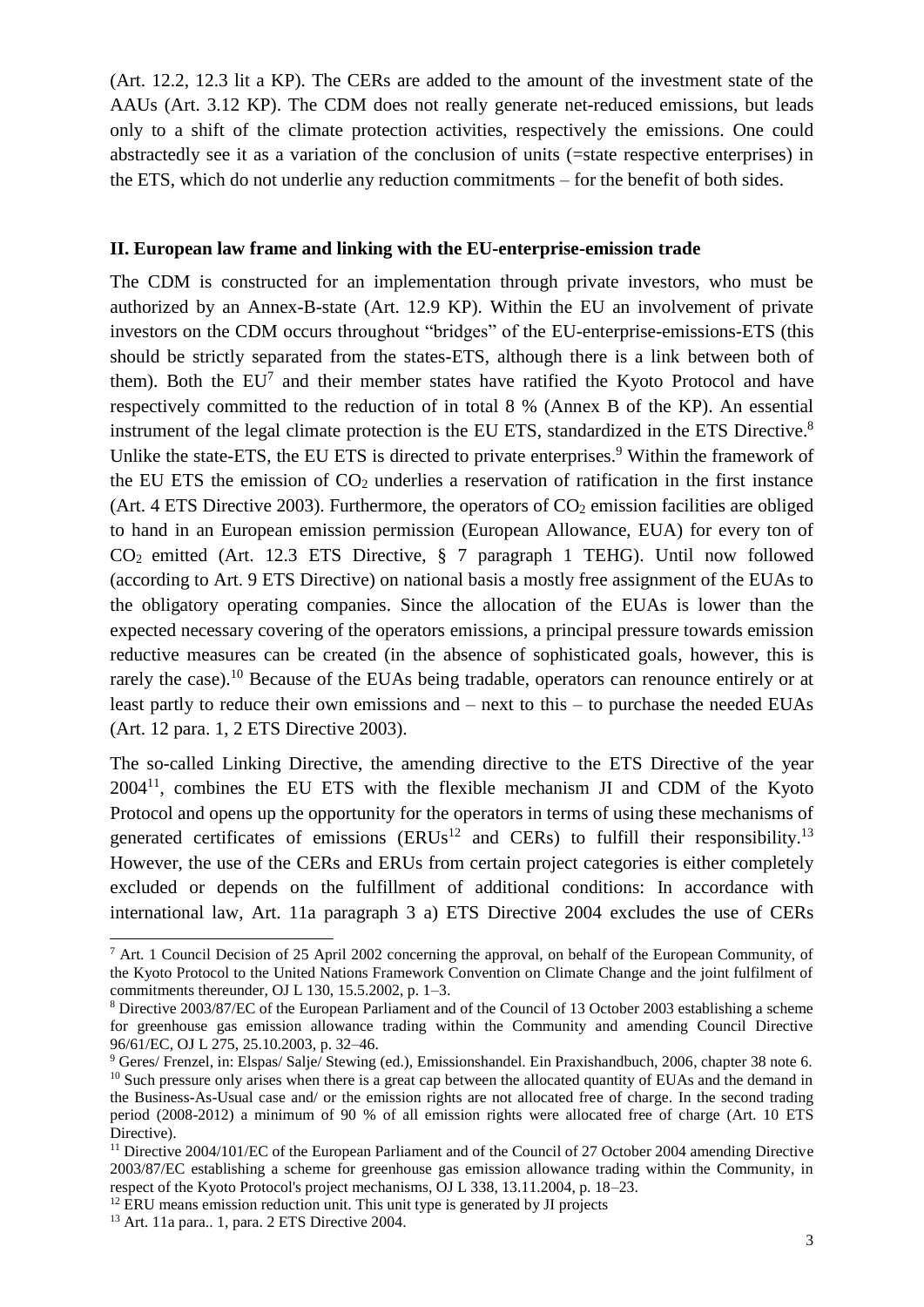(Art. 12.2, 12.3 lit a KP). The CERs are added to the amount of the investment state of the AAUs (Art. 3.12 KP). The CDM does not really generate net-reduced emissions, but leads only to a shift of the climate protection activities, respectively the emissions. One could abstractedly see it as a variation of the conclusion of units (=state respective enterprises) in the ETS, which do not underlie any reduction commitments – for the benefit of both sides.

## II. European law frame and linking with the EU-enterprise-emission trade

The CDM is constructed for an implementation through private investors, who must be authorized by an Annex-B-state (Art. 12.9 KP). Within the EU an involvement of private investors on the CDM occurs throughout "bridges" of the EU-enterprise-emissions-ETS (this should be strictly separated from the states-ETS, although there is a link between both of them). Both the EU[7] and their member states have ratified the Kyoto Protocol and have respectively committed to the reduction of in total 8 % (Annex B of the KP). An essential instrument of the legal climate protection is the EU ETS, standardized in the ETS Directive.[8] Unlike the state-ETS, the EU ETS is directed to private enterprises.[9] Within the framework of the EU ETS the emission of $CO_2$ underlies a reservation of ratification in the first instance (Art. 4 ETS Directive 2003). Furthermore, the operators of $CO_2$ emission facilities are obliged to hand in an European emission permission (European Allowance, EUA) for every ton of $CO_2$ emitted (Art. 12.3 ETS Directive, § 7 paragraph 1 TEHG). Until now followed (according to Art. 9 ETS Directive) on national basis a mostly free assignment of the EUAs to the obligatory operating companies. Since the allocation of the EUAs is lower than the expected necessary covering of the operators emissions, a principal pressure towards emission reductive measures can be created (in the absence of sophisticated goals, however, this is rarely the case).[10] Because of the EUAs being tradable, operators can renounce entirely or at least partly to reduce their own emissions and – next to this – to purchase the needed EUAs (Art. 12 para. 1, 2 ETS Directive 2003).

The so-called Linking Directive, the amending directive to the ETS Directive of the year 2004[11], combines the EU ETS with the flexible mechanism JI and CDM of the Kyoto Protocol and opens up the opportunity for the operators in terms of using these mechanisms of generated certificates of emissions (ERUs[12] and CERs) to fulfill their responsibility.[13] However, the use of the CERs and ERUs from certain project categories is either completely excluded or depends on the fulfillment of additional conditions: In accordance with international law, Art. 11a paragraph 3 a) ETS Directive 2004 excludes the use of CERs

---

[7] Art. 1 Council Decision of 25 April 2002 concerning the approval, on behalf of the European Community, of the Kyoto Protocol to the United Nations Framework Convention on Climate Change and the joint fulfilment of commitments thereunder, OJ L 130, 15.5.2002, p. 1–3.

[8] Directive 2003/87/EC of the European Parliament and of the Council of 13 October 2003 establishing a scheme for greenhouse gas emission allowance trading within the Community and amending Council Directive 96/61/EC, OJ L 275, 25.10.2003, p. 32–46.

[9] Geres/ Frenzel, in: Elspas/ Salje/ Stewing (ed.), Emissionshandel. Ein Praxishandbuch, 2006, chapter 38 note 6.

[10] Such pressure only arises when there is a great cap between the allocated quantity of EUAs and the demand in the Business-As-Usual case and/ or the emission rights are not allocated free of charge. In the second trading period (2008-2012) a minimum of 90 % of all emission rights were allocated free of charge (Art. 10 ETS Directive).

[11] Directive 2004/101/EC of the European Parliament and of the Council of 27 October 2004 amending Directive 2003/87/EC establishing a scheme for greenhouse gas emission allowance trading within the Community, in respect of the Kyoto Protocol's project mechanisms, OJ L 338, 13.11.2004, p. 18–23.

[12] ERU means emission reduction unit. This unit type is generated by JI projects

[13] Art. 11a para.. 1, para. 2 ETS Directive 2004.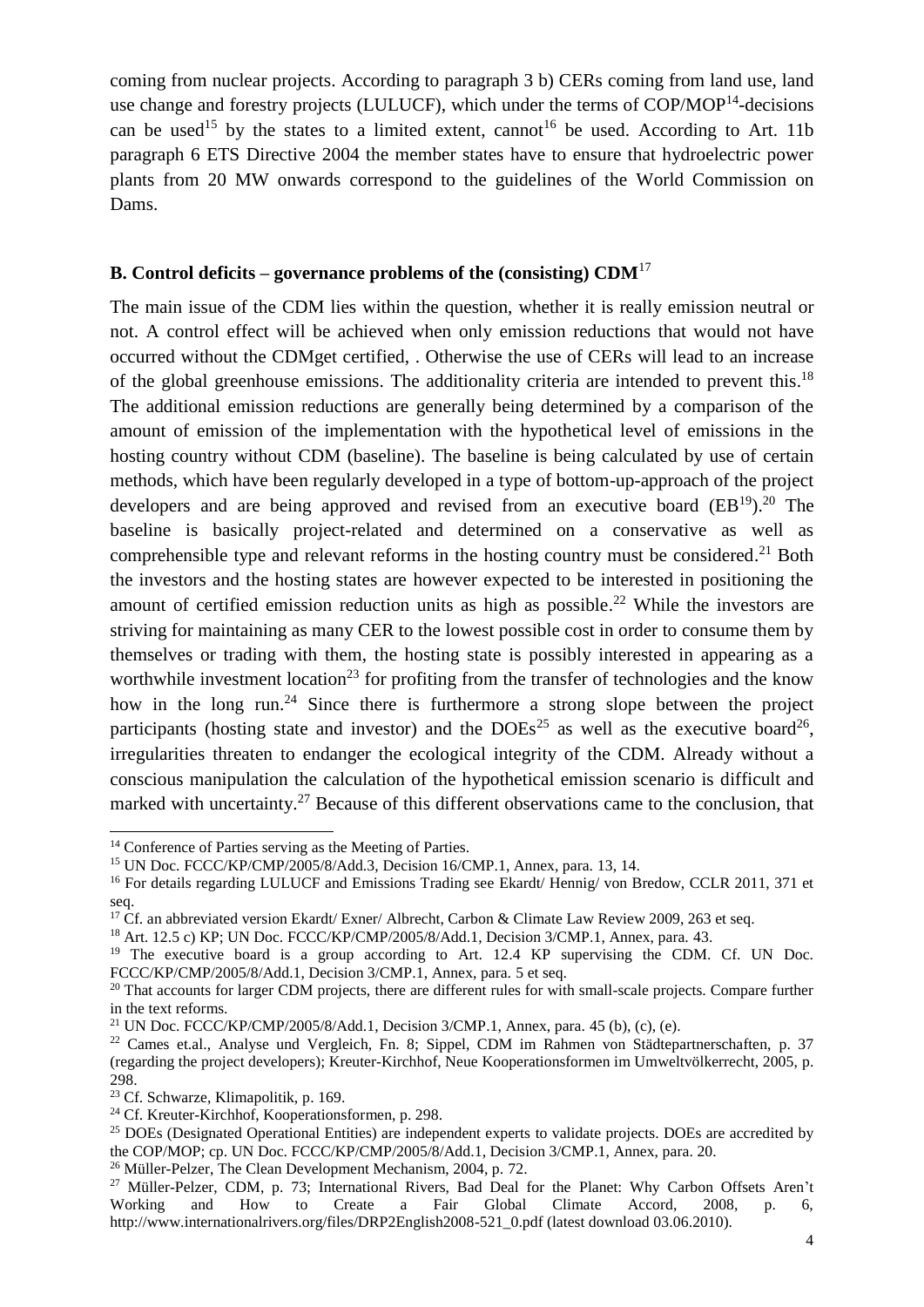coming from nuclear projects. According to paragraph 3 b) CERs coming from land use, land use change and forestry projects (LULUCF), which under the terms of COP/MOP[14]-decisions can be used[15] by the states to a limited extent, cannot[16] be used. According to Art. 11b paragraph 6 ETS Directive 2004 the member states have to ensure that hydroelectric power plants from 20 MW onwards correspond to the guidelines of the World Commission on Dams.

## B. Control deficits – governance problems of the (consisting) CDM[17]

The main issue of the CDM lies within the question, whether it is really emission neutral or not. A control effect will be achieved when only emission reductions that would not have occurred without the CDMget certified, . Otherwise the use of CERs will lead to an increase of the global greenhouse emissions. The additionality criteria are intended to prevent this.[18] The additional emission reductions are generally being determined by a comparison of the amount of emission of the implementation with the hypothetical level of emissions in the hosting country without CDM (baseline). The baseline is being calculated by use of certain methods, which have been regularly developed in a type of bottom-up-approach of the project developers and are being approved and revised from an executive board (EB[19]).[20] The baseline is basically project-related and determined on a conservative as well as comprehensible type and relevant reforms in the hosting country must be considered.[21] Both the investors and the hosting states are however expected to be interested in positioning the amount of certified emission reduction units as high as possible.[22] While the investors are striving for maintaining as many CER to the lowest possible cost in order to consume them by themselves or trading with them, the hosting state is possibly interested in appearing as a worthwhile investment location[23] for profiting from the transfer of technologies and the know how in the long run.[24] Since there is furthermore a strong slope between the project participants (hosting state and investor) and the DOEs[25] as well as the executive board[26], irregularities threaten to endanger the ecological integrity of the CDM. Already without a conscious manipulation the calculation of the hypothetical emission scenario is difficult and marked with uncertainty.[27] Because of this different observations came to the conclusion, that

---

[14] Conference of Parties serving as the Meeting of Parties.

[15] UN Doc. FCCC/KP/CMP/2005/8/Add.3, Decision 16/CMP.1, Annex, para. 13, 14.

[16] For details regarding LULUCF and Emissions Trading see Ekardt/ Hennig/ von Bredow, CCLR 2011, 371 et seq.

[17] Cf. an abbreviated version Ekardt/ Exner/ Albrecht, Carbon & Climate Law Review 2009, 263 et seq.

[18] Art. 12.5 c) KP; UN Doc. FCCC/KP/CMP/2005/8/Add.1, Decision 3/CMP.1, Annex, para. 43.

[19] The executive board is a group according to Art. 12.4 KP supervising the CDM. Cf. UN Doc. FCCC/KP/CMP/2005/8/Add.1, Decision 3/CMP.1, Annex, para. 5 et seq.

[20] That accounts for larger CDM projects, there are different rules for with small-scale projects. Compare further in the text reforms.

[21] UN Doc. FCCC/KP/CMP/2005/8/Add.1, Decision 3/CMP.1, Annex, para. 45 (b), (c), (e).

[22] Cames et.al., Analyse und Vergleich, Fn. 8; Sippel, CDM im Rahmen von Städtepartnerschaften, p. 37 (regarding the project developers); Kreuter-Kirchhof, Neue Kooperationsformen im Umweltvölkerrecht, 2005, p. 298.

[23] Cf. Schwarze, Klimapolitik, p. 169.

[24] Cf. Kreuter-Kirchhof, Kooperationsformen, p. 298.

[25] DOEs (Designated Operational Entities) are independent experts to validate projects. DOEs are accredited by the COP/MOP; cp. UN Doc. FCCC/KP/CMP/2005/8/Add.1, Decision 3/CMP.1, Annex, para. 20.

[26] Müller-Pelzer, The Clean Development Mechanism, 2004, p. 72.

[27] Müller-Pelzer, CDM, p. 73; International Rivers, Bad Deal for the Planet: Why Carbon Offsets Aren't Working and How to Create a Fair Global Climate Accord, 2008, p. 6, http://www.internationalrivers.org/files/DRP2English2008-521_0.pdf (latest download 03.06.2010).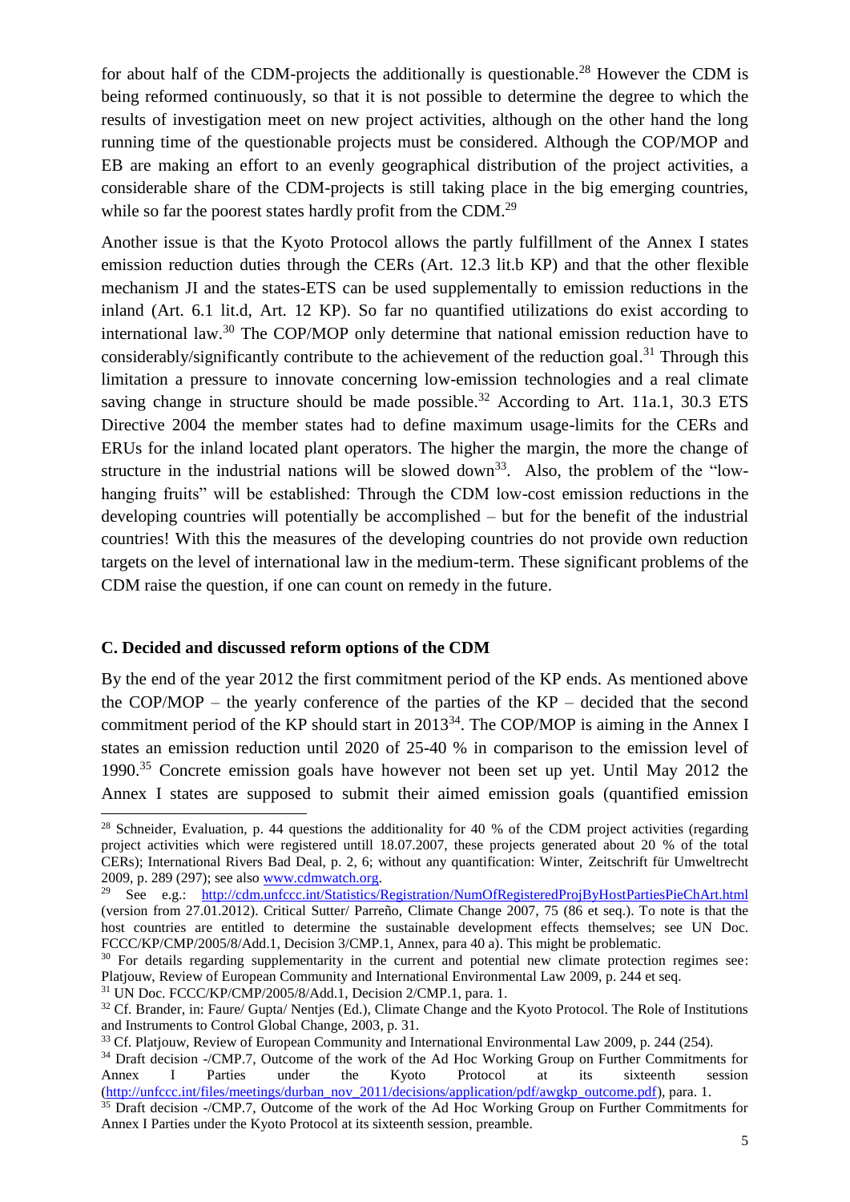for about half of the CDM-projects the additionally is questionable.[28] However the CDM is being reformed continuously, so that it is not possible to determine the degree to which the results of investigation meet on new project activities, although on the other hand the long running time of the questionable projects must be considered. Although the COP/MOP and EB are making an effort to an evenly geographical distribution of the project activities, a considerable share of the CDM-projects is still taking place in the big emerging countries, while so far the poorest states hardly profit from the CDM.[29]

Another issue is that the Kyoto Protocol allows the partly fulfillment of the Annex I states emission reduction duties through the CERs (Art. 12.3 lit.b KP) and that the other flexible mechanism JI and the states-ETS can be used supplementally to emission reductions in the inland (Art. 6.1 lit.d, Art. 12 KP). So far no quantified utilizations do exist according to international law.[30] The COP/MOP only determine that national emission reduction have to considerably/significantly contribute to the achievement of the reduction goal.[31] Through this limitation a pressure to innovate concerning low-emission technologies and a real climate saving change in structure should be made possible.[32] According to Art. 11a.1, 30.3 ETS Directive 2004 the member states had to define maximum usage-limits for the CERs and ERUs for the inland located plant operators. The higher the margin, the more the change of structure in the industrial nations will be slowed down[33]. Also, the problem of the "low-hanging fruits" will be established: Through the CDM low-cost emission reductions in the developing countries will potentially be accomplished – but for the benefit of the industrial countries! With this the measures of the developing countries do not provide own reduction targets on the level of international law in the medium-term. These significant problems of the CDM raise the question, if one can count on remedy in the future.

## C. Decided and discussed reform options of the CDM

By the end of the year 2012 the first commitment period of the KP ends. As mentioned above the COP/MOP – the yearly conference of the parties of the KP – decided that the second commitment period of the KP should start in 2013[34]. The COP/MOP is aiming in the Annex I states an emission reduction until 2020 of 25-40 % in comparison to the emission level of 1990.[35] Concrete emission goals have however not been set up yet. Until May 2012 the Annex I states are supposed to submit their aimed emission goals (quantified emission

---

[28] Schneider, Evaluation, p. 44 questions the additionality for 40 % of the CDM project activities (regarding project activities which were registered untill 18.07.2007, these projects generated about 20 % of the total CERs); International Rivers Bad Deal, p. 2, 6; without any quantification: Winter, Zeitschrift für Umweltrecht 2009, p. 289 (297); see also www.cdmwatch.org.

[29] See e.g.: http://cdm.unfccc.int/Statistics/Registration/NumOfRegisteredProjByHostPartiesPieChArt.html (version from 27.01.2012). Critical Sutter/ Parreño, Climate Change 2007, 75 (86 et seq.). To note is that the host countries are entitled to determine the sustainable development effects themselves; see UN Doc. FCCC/KP/CMP/2005/8/Add.1, Decision 3/CMP.1, Annex, para 40 a). This might be problematic.

[30] For details regarding supplementarity in the current and potential new climate protection regimes see: Platjouw, Review of European Community and International Environmental Law 2009, p. 244 et seq.

[31] UN Doc. FCCC/KP/CMP/2005/8/Add.1, Decision 2/CMP.1, para. 1.

[32] Cf. Brander, in: Faure/ Gupta/ Nentjes (Ed.), Climate Change and the Kyoto Protocol. The Role of Institutions and Instruments to Control Global Change, 2003, p. 31.

[33] Cf. Platjouw, Review of European Community and International Environmental Law 2009, p. 244 (254).

[34] Draft decision -/CMP.7, Outcome of the work of the Ad Hoc Working Group on Further Commitments for Annex I Parties under the Kyoto Protocol at its sixteenth session (http://unfccc.int/files/meetings/durban_nov_2011/decisions/application/pdf/awgkp_outcome.pdf), para. 1.

[35] Draft decision -/CMP.7, Outcome of the work of the Ad Hoc Working Group on Further Commitments for Annex I Parties under the Kyoto Protocol at its sixteenth session, preamble.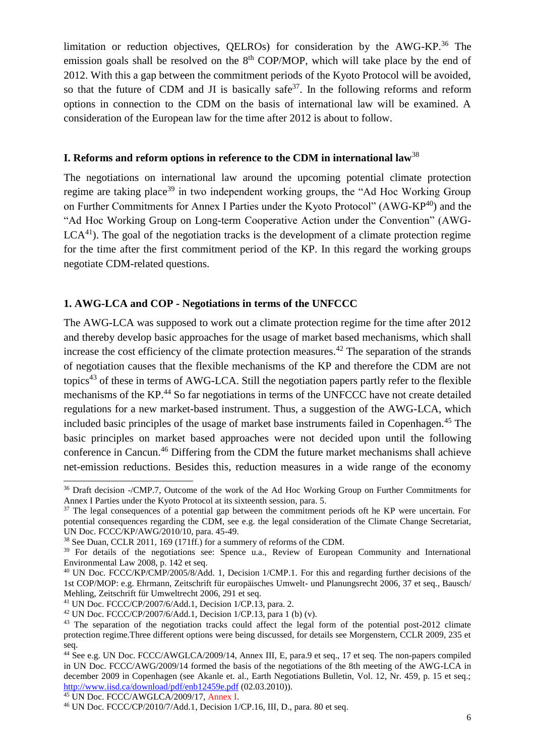limitation or reduction objectives, QELROs) for consideration by the AWG-KP.[36] The emission goals shall be resolved on the 8th COP/MOP, which will take place by the end of 2012. With this a gap between the commitment periods of the Kyoto Protocol will be avoided, so that the future of CDM and JI is basically safe[37]. In the following reforms and reform options in connection to the CDM on the basis of international law will be examined. A consideration of the European law for the time after 2012 is about to follow.

## I. Reforms and reform options in reference to the CDM in international law[38]

The negotiations on international law around the upcoming potential climate protection regime are taking place[39] in two independent working groups, the "Ad Hoc Working Group on Further Commitments for Annex I Parties under the Kyoto Protocol" (AWG-KP[40]) and the "Ad Hoc Working Group on Long-term Cooperative Action under the Convention" (AWG-LCA[41]). The goal of the negotiation tracks is the development of a climate protection regime for the time after the first commitment period of the KP. In this regard the working groups negotiate CDM-related questions.

### 1. AWG-LCA and COP - Negotiations in terms of the UNFCCC

The AWG-LCA was supposed to work out a climate protection regime for the time after 2012 and thereby develop basic approaches for the usage of market based mechanisms, which shall increase the cost efficiency of the climate protection measures.[42] The separation of the strands of negotiation causes that the flexible mechanisms of the KP and therefore the CDM are not topics[43] of these in terms of AWG-LCA. Still the negotiation papers partly refer to the flexible mechanisms of the KP.[44] So far negotiations in terms of the UNFCCC have not create detailed regulations for a new market-based instrument. Thus, a suggestion of the AWG-LCA, which included basic principles of the usage of market base instruments failed in Copenhagen.[45] The basic principles on market based approaches were not decided upon until the following conference in Cancun.[46] Differing from the CDM the future market mechanisms shall achieve net-emission reductions. Besides this, reduction measures in a wide range of the economy

---

[36] Draft decision -/CMP.7, Outcome of the work of the Ad Hoc Working Group on Further Commitments for Annex I Parties under the Kyoto Protocol at its sixteenth session, para. 5.

[37] The legal consequences of a potential gap between the commitment periods oft he KP were uncertain. For potential consequences regarding the CDM, see e.g. the legal consideration of the Climate Change Secretariat, UN Doc. FCCC/KP/AWG/2010/10, para. 45-49.

[38] See Duan, CCLR 2011, 169 (171ff.) for a summery of reforms of the CDM.

[39] For details of the negotiations see: Spence u.a., Review of European Community and International Environmental Law 2008, p. 142 et seq.

[40] UN Doc. FCCC/KP/CMP/2005/8/Add. 1, Decision 1/CMP.1. For this and regarding further decisions of the 1st COP/MOP: e.g. Ehrmann, Zeitschrift für europäisches Umwelt- und Planungsrecht 2006, 37 et seq., Bausch/ Mehling, Zeitschrift für Umweltrecht 2006, 291 et seq.

[41] UN Doc. FCCC/CP/2007/6/Add.1, Decision 1/CP.13, para. 2.

[42] UN Doc. FCCC/CP/2007/6/Add.1, Decision 1/CP.13, para 1 (b) (v).

[43] The separation of the negotiation tracks could affect the legal form of the potential post-2012 climate protection regime.Three different options were being discussed, for details see Morgenstern, CCLR 2009, 235 et seq.

[44] See e.g. UN Doc. FCCC/AWGLCA/2009/14, Annex III, E, para.9 et seq., 17 et seq. The non-papers compiled in UN Doc. FCCC/AWG/2009/14 formed the basis of the negotiations of the 8th meeting of the AWG-LCA in december 2009 in Copenhagen (see Akanle et. al., Earth Negotiations Bulletin, Vol. 12, Nr. 459, p. 15 et seq.; http://www.iisd.ca/download/pdf/enb12459e.pdf (02.03.2010)).

[45] UN Doc. FCCC/AWGLCA/2009/17, Annex I.

[46] UN Doc. FCCC/CP/2010/7/Add.1, Decision 1/CP.16, III, D., para. 80 et seq.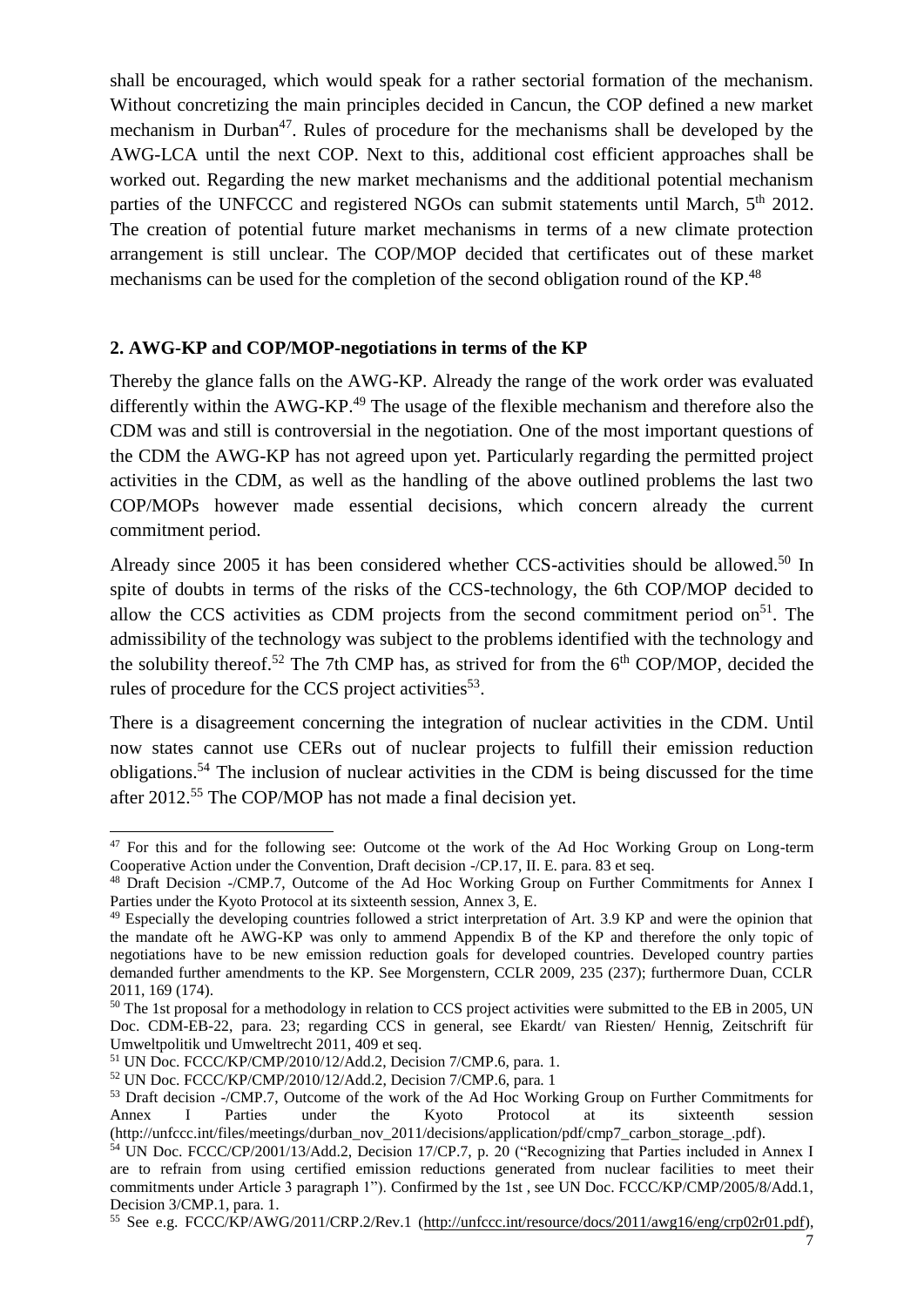shall be encouraged, which would speak for a rather sectorial formation of the mechanism. Without concretizing the main principles decided in Cancun, the COP defined a new market mechanism in Durban[47]. Rules of procedure for the mechanisms shall be developed by the AWG-LCA until the next COP. Next to this, additional cost efficient approaches shall be worked out. Regarding the new market mechanisms and the additional potential mechanism parties of the UNFCCC and registered NGOs can submit statements until March, 5th 2012. The creation of potential future market mechanisms in terms of a new climate protection arrangement is still unclear. The COP/MOP decided that certificates out of these market mechanisms can be used for the completion of the second obligation round of the KP.[48]

## 2. AWG-KP and COP/MOP-negotiations in terms of the KP

Thereby the glance falls on the AWG-KP. Already the range of the work order was evaluated differently within the AWG-KP.[49] The usage of the flexible mechanism and therefore also the CDM was and still is controversial in the negotiation. One of the most important questions of the CDM the AWG-KP has not agreed upon yet. Particularly regarding the permitted project activities in the CDM, as well as the handling of the above outlined problems the last two COP/MOPs however made essential decisions, which concern already the current commitment period.

Already since 2005 it has been considered whether CCS-activities should be allowed.[50] In spite of doubts in terms of the risks of the CCS-technology, the 6th COP/MOP decided to allow the CCS activities as CDM projects from the second commitment period on[51]. The admissibility of the technology was subject to the problems identified with the technology and the solubility thereof.[52] The 7th CMP has, as strived for from the 6th COP/MOP, decided the rules of procedure for the CCS project activities[53].

There is a disagreement concerning the integration of nuclear activities in the CDM. Until now states cannot use CERs out of nuclear projects to fulfill their emission reduction obligations.[54] The inclusion of nuclear activities in the CDM is being discussed for the time after 2012.[55] The COP/MOP has not made a final decision yet.

---

[47] For this and for the following see: Outcome ot the work of the Ad Hoc Working Group on Long-term Cooperative Action under the Convention, Draft decision -/CP.17, II. E. para. 83 et seq.

[48] Draft Decision -/CMP.7, Outcome of the work of the Ad Hoc Working Group on Further Commitments for Annex I Parties under the Kyoto Protocol at its sixteenth session, Annex 3, E.

[49] Especially the developing countries followed a strict interpretation of Art. 3.9 KP and were the opinion that the mandate oft he AWG-KP was only to ammend Appendix B of the KP and therefore the only topic of negotiations have to be new emission reduction goals for developed countries. Developed country parties demanded further amendments to the KP. See Morgenstern, CCLR 2009, 235 (237); furthermore Duan, CCLR 2011, 169 (174).

[50] The 1st proposal for a methodology in relation to CCS project activities were submitted to the EB in 2005, UN Doc. CDM-EB-22, para. 23; regarding CCS in general, see Ekardt/ van Riesten/ Hennig, Zeitschrift für Umweltpolitik und Umweltrecht 2011, 409 et seq.

[51] UN Doc. FCCC/KP/CMP/2010/12/Add.2, Decision 7/CMP.6, para. 1.

[52] UN Doc. FCCC/KP/CMP/2010/12/Add.2, Decision 7/CMP.6, para. 1

[53] Draft decision -/CMP.7, Outcome of the work of the Ad Hoc Working Group on Further Commitments for Annex I Parties under the Kyoto Protocol at its sixteenth session (http://unfccc.int/files/meetings/durban_nov_2011/decisions/application/pdf/cmp7_carbon_storage_.pdf).

[54] UN Doc. FCCC/CP/2001/13/Add.2, Decision 17/CP.7, p. 20 ("Recognizing that Parties included in Annex I are to refrain from using certified emission reductions generated from nuclear facilities to meet their commitments under Article 3 paragraph 1"). Confirmed by the 1st , see UN Doc. FCCC/KP/CMP/2005/8/Add.1, Decision 3/CMP.1, para. 1.

[55] See e.g. FCCC/KP/AWG/2011/CRP.2/Rev.1 (http://unfccc.int/resource/docs/2011/awg16/eng/crp02r01.pdf),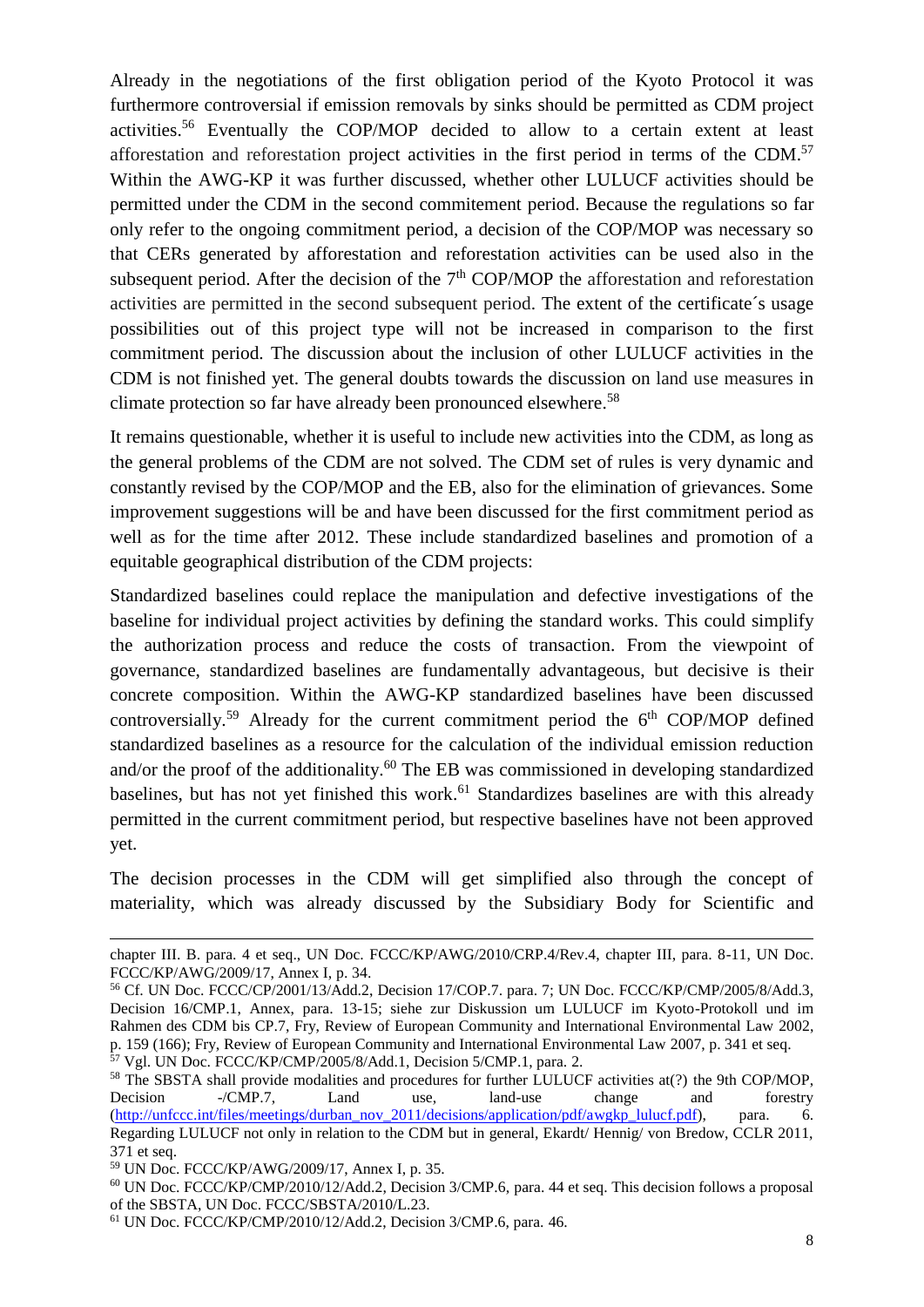Already in the negotiations of the first obligation period of the Kyoto Protocol it was furthermore controversial if emission removals by sinks should be permitted as CDM project activities.[56] Eventually the COP/MOP decided to allow to a certain extent at least afforestation and reforestation project activities in the first period in terms of the CDM.[57] Within the AWG-KP it was further discussed, whether other LULUCF activities should be permitted under the CDM in the second commitement period. Because the regulations so far only refer to the ongoing commitment period, a decision of the COP/MOP was necessary so that CERs generated by afforestation and reforestation activities can be used also in the subsequent period. After the decision of the 7[th] COP/MOP the afforestation and reforestation activities are permitted in the second subsequent period. The extent of the certificate´s usage possibilities out of this project type will not be increased in comparison to the first commitment period. The discussion about the inclusion of other LULUCF activities in the CDM is not finished yet. The general doubts towards the discussion on land use measures in climate protection so far have already been pronounced elsewhere.[58]

It remains questionable, whether it is useful to include new activities into the CDM, as long as the general problems of the CDM are not solved. The CDM set of rules is very dynamic and constantly revised by the COP/MOP and the EB, also for the elimination of grievances. Some improvement suggestions will be and have been discussed for the first commitment period as well as for the time after 2012. These include standardized baselines and promotion of a equitable geographical distribution of the CDM projects:

Standardized baselines could replace the manipulation and defective investigations of the baseline for individual project activities by defining the standard works. This could simplify the authorization process and reduce the costs of transaction. From the viewpoint of governance, standardized baselines are fundamentally advantageous, but decisive is their concrete composition. Within the AWG-KP standardized baselines have been discussed controversially.[59] Already for the current commitment period the 6[th] COP/MOP defined standardized baselines as a resource for the calculation of the individual emission reduction and/or the proof of the additionality.[60] The EB was commissioned in developing standardized baselines, but has not yet finished this work.[61] Standardizes baselines are with this already permitted in the current commitment period, but respective baselines have not been approved yet.

The decision processes in the CDM will get simplified also through the concept of materiality, which was already discussed by the Subsidiary Body for Scientific and

---

chapter III. B. para. 4 et seq., UN Doc. FCCC/KP/AWG/2010/CRP.4/Rev.4, chapter III, para. 8-11, UN Doc. FCCC/KP/AWG/2009/17, Annex I, p. 34.

[56] Cf. UN Doc. FCCC/CP/2001/13/Add.2, Decision 17/COP.7. para. 7; UN Doc. FCCC/KP/CMP/2005/8/Add.3, Decision 16/CMP.1, Annex, para. 13-15; siehe zur Diskussion um LULUCF im Kyoto-Protokoll und im Rahmen des CDM bis CP.7, Fry, Review of European Community and International Environmental Law 2002, p. 159 (166); Fry, Review of European Community and International Environmental Law 2007, p. 341 et seq.

[57] Vgl. UN Doc. FCCC/KP/CMP/2005/8/Add.1, Decision 5/CMP.1, para. 2.

[58] The SBSTA shall provide modalities and procedures for further LULUCF activities at(?) the 9th COP/MOP, Decision -/CMP.7, Land use, land-use change and forestry (http://unfccc.int/files/meetings/durban_nov_2011/decisions/application/pdf/awgkp_lulucf.pdf), para. 6. Regarding LULUCF not only in relation to the CDM but in general, Ekardt/ Hennig/ von Bredow, CCLR 2011, 371 et seq.

[59] UN Doc. FCCC/KP/AWG/2009/17, Annex I, p. 35.

[60] UN Doc. FCCC/KP/CMP/2010/12/Add.2, Decision 3/CMP.6, para. 44 et seq. This decision follows a proposal of the SBSTA, UN Doc. FCCC/SBSTA/2010/L.23.

[61] UN Doc. FCCC/KP/CMP/2010/12/Add.2, Decision 3/CMP.6, para. 46.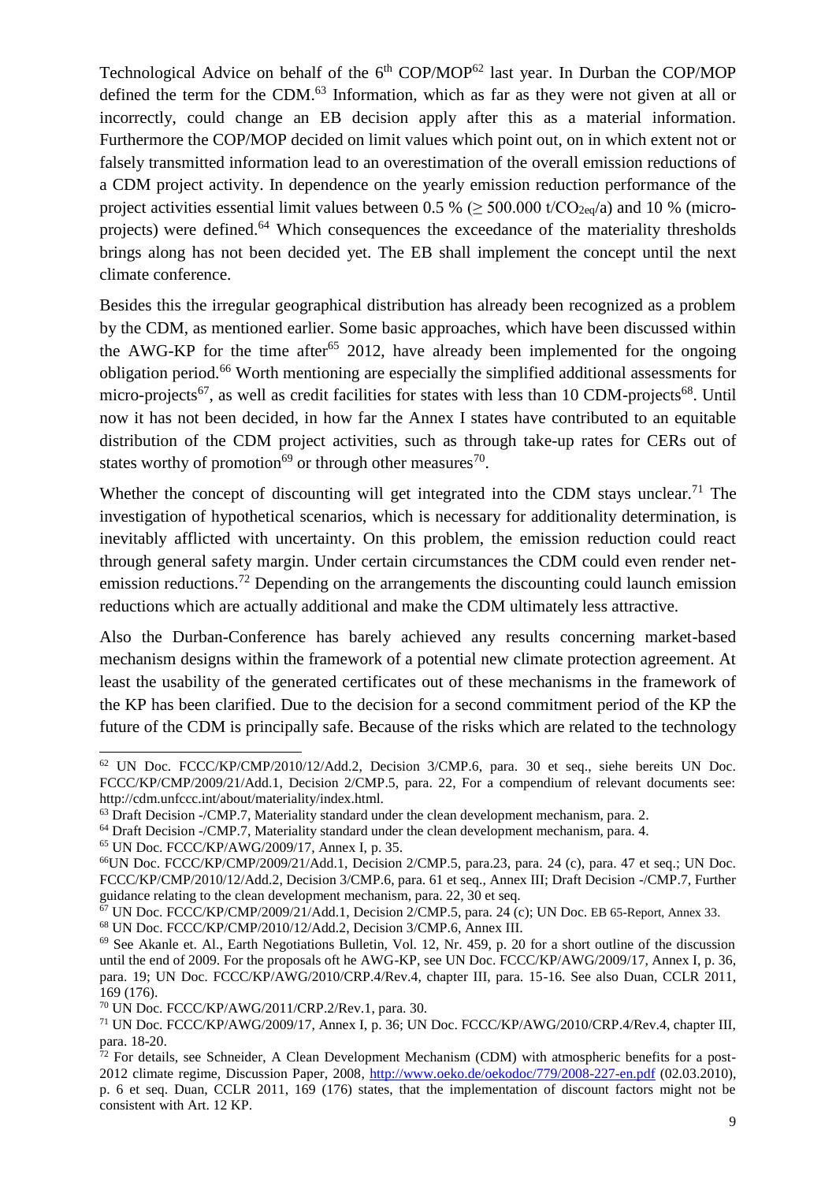Technological Advice on behalf of the 6[th] COP/MOP[62] last year. In Durban the COP/MOP defined the term for the CDM.[63] Information, which as far as they were not given at all or incorrectly, could change an EB decision apply after this as a material information. Furthermore the COP/MOP decided on limit values which point out, on in which extent not or falsely transmitted information lead to an overestimation of the overall emission reductions of a CDM project activity. In dependence on the yearly emission reduction performance of the project activities essential limit values between 0.5 % ($\geq$ 500.000 t/$CO_{2eq}$/a) and 10 % (micro-projects) were defined.[64] Which consequences the exceedance of the materiality thresholds brings along has not been decided yet. The EB shall implement the concept until the next climate conference.

Besides this the irregular geographical distribution has already been recognized as a problem by the CDM, as mentioned earlier. Some basic approaches, which have been discussed within the AWG-KP for the time after[65] 2012, have already been implemented for the ongoing obligation period.[66] Worth mentioning are especially the simplified additional assessments for micro-projects[67], as well as credit facilities for states with less than 10 CDM-projects[68]. Until now it has not been decided, in how far the Annex I states have contributed to an equitable distribution of the CDM project activities, such as through take-up rates for CERs out of states worthy of promotion[69] or through other measures[70].

Whether the concept of discounting will get integrated into the CDM stays unclear.[71] The investigation of hypothetical scenarios, which is necessary for additionality determination, is inevitably afflicted with uncertainty. On this problem, the emission reduction could react through general safety margin. Under certain circumstances the CDM could even render net-emission reductions.[72] Depending on the arrangements the discounting could launch emission reductions which are actually additional and make the CDM ultimately less attractive.

Also the Durban-Conference has barely achieved any results concerning market-based mechanism designs within the framework of a potential new climate protection agreement. At least the usability of the generated certificates out of these mechanisms in the framework of the KP has been clarified. Due to the decision for a second commitment period of the KP the future of the CDM is principally safe. Because of the risks which are related to the technology

---

[62] UN Doc. FCCC/KP/CMP/2010/12/Add.2, Decision 3/CMP.6, para. 30 et seq., siehe bereits UN Doc. FCCC/KP/CMP/2009/21/Add.1, Decision 2/CMP.5, para. 22, For a compendium of relevant documents see: http://cdm.unfccc.int/about/materiality/index.html.

[63] Draft Decision -/CMP.7, Materiality standard under the clean development mechanism, para. 2.

[64] Draft Decision -/CMP.7, Materiality standard under the clean development mechanism, para. 4.

[65] UN Doc. FCCC/KP/AWG/2009/17, Annex I, p. 35.

[66] UN Doc. FCCC/KP/CMP/2009/21/Add.1, Decision 2/CMP.5, para.23, para. 24 (c), para. 47 et seq.; UN Doc. FCCC/KP/CMP/2010/12/Add.2, Decision 3/CMP.6, para. 61 et seq., Annex III; Draft Decision -/CMP.7, Further guidance relating to the clean development mechanism, para. 22, 30 et seq.

[67] UN Doc. FCCC/KP/CMP/2009/21/Add.1, Decision 2/CMP.5, para. 24 (c); UN Doc. EB 65-Report, Annex 33.

[68] UN Doc. FCCC/KP/CMP/2010/12/Add.2, Decision 3/CMP.6, Annex III.

[69] See Akanle et. Al., Earth Negotiations Bulletin, Vol. 12, Nr. 459, p. 20 for a short outline of the discussion until the end of 2009. For the proposals oft he AWG-KP, see UN Doc. FCCC/KP/AWG/2009/17, Annex I, p. 36, para. 19; UN Doc. FCCC/KP/AWG/2010/CRP.4/Rev.4, chapter III, para. 15-16. See also Duan, CCLR 2011, 169 (176).

[70] UN Doc. FCCC/KP/AWG/2011/CRP.2/Rev.1, para. 30.

[71] UN Doc. FCCC/KP/AWG/2009/17, Annex I, p. 36; UN Doc. FCCC/KP/AWG/2010/CRP.4/Rev.4, chapter III, para. 18-20.

[72] For details, see Schneider, A Clean Development Mechanism (CDM) with atmospheric benefits for a post-2012 climate regime, Discussion Paper, 2008, http://www.oeko.de/oekodoc/779/2008-227-en.pdf (02.03.2010), p. 6 et seq. Duan, CCLR 2011, 169 (176) states, that the implementation of discount factors might not be consistent with Art. 12 KP.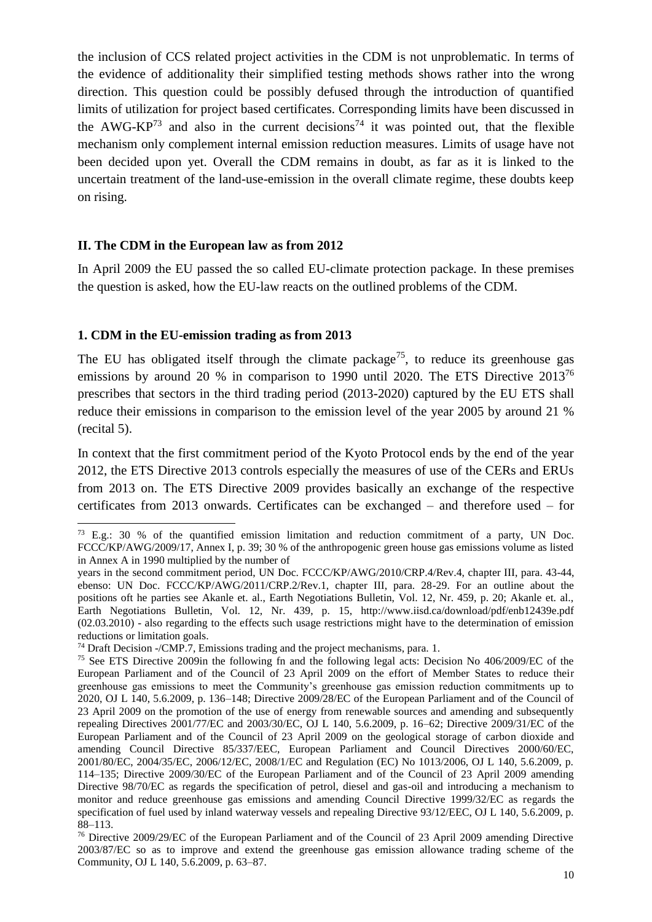the inclusion of CCS related project activities in the CDM is not unproblematic. In terms of the evidence of additionality their simplified testing methods shows rather into the wrong direction. This question could be possibly defused through the introduction of quantified limits of utilization for project based certificates. Corresponding limits have been discussed in the AWG-KP[73] and also in the current decisions[74] it was pointed out, that the flexible mechanism only complement internal emission reduction measures. Limits of usage have not been decided upon yet. Overall the CDM remains in doubt, as far as it is linked to the uncertain treatment of the land-use-emission in the overall climate regime, these doubts keep on rising.

## II. The CDM in the European law as from 2012

In April 2009 the EU passed the so called EU-climate protection package. In these premises the question is asked, how the EU-law reacts on the outlined problems of the CDM.

### 1. CDM in the EU-emission trading as from 2013

The EU has obligated itself through the climate package[75], to reduce its greenhouse gas emissions by around 20 % in comparison to 1990 until 2020. The ETS Directive 2013[76] prescribes that sectors in the third trading period (2013-2020) captured by the EU ETS shall reduce their emissions in comparison to the emission level of the year 2005 by around 21 % (recital 5).

In context that the first commitment period of the Kyoto Protocol ends by the end of the year 2012, the ETS Directive 2013 controls especially the measures of use of the CERs and ERUs from 2013 on. The ETS Directive 2009 provides basically an exchange of the respective certificates from 2013 onwards. Certificates can be exchanged – and therefore used – for

---

[73] E.g.: 30 % of the quantified emission limitation and reduction commitment of a party, UN Doc. FCCC/KP/AWG/2009/17, Annex I, p. 39; 30 % of the anthropogenic green house gas emissions volume as listed in Annex A in 1990 multiplied by the number of years in the second commitment period, UN Doc. FCCC/KP/AWG/2010/CRP.4/Rev.4, chapter III, para. 43-44, ebenso: UN Doc. FCCC/KP/AWG/2011/CRP.2/Rev.1, chapter III, para. 28-29. For an outline about the positions oft he parties see Akanle et. al., Earth Negotiations Bulletin, Vol. 12, Nr. 459, p. 20; Akanle et. al., Earth Negotiations Bulletin, Vol. 12, Nr. 439, p. 15, http://www.iisd.ca/download/pdf/enb12439e.pdf (02.03.2010) - also regarding to the effects such usage restrictions might have to the determination of emission reductions or limitation goals.

[74] Draft Decision -/CMP.7, Emissions trading and the project mechanisms, para. 1.

[75] See ETS Directive 2009in the following fn and the following legal acts: Decision No 406/2009/EC of the European Parliament and of the Council of 23 April 2009 on the effort of Member States to reduce their greenhouse gas emissions to meet the Community's greenhouse gas emission reduction commitments up to 2020, OJ L 140, 5.6.2009, p. 136–148; Directive 2009/28/EC of the European Parliament and of the Council of 23 April 2009 on the promotion of the use of energy from renewable sources and amending and subsequently repealing Directives 2001/77/EC and 2003/30/EC, OJ L 140, 5.6.2009, p. 16–62; Directive 2009/31/EC of the European Parliament and of the Council of 23 April 2009 on the geological storage of carbon dioxide and amending Council Directive 85/337/EEC, European Parliament and Council Directives 2000/60/EC, 2001/80/EC, 2004/35/EC, 2006/12/EC, 2008/1/EC and Regulation (EC) No 1013/2006, OJ L 140, 5.6.2009, p. 114–135; Directive 2009/30/EC of the European Parliament and of the Council of 23 April 2009 amending Directive 98/70/EC as regards the specification of petrol, diesel and gas-oil and introducing a mechanism to monitor and reduce greenhouse gas emissions and amending Council Directive 1999/32/EC as regards the specification of fuel used by inland waterway vessels and repealing Directive 93/12/EEC, OJ L 140, 5.6.2009, p. 88–113.

[76] Directive 2009/29/EC of the European Parliament and of the Council of 23 April 2009 amending Directive 2003/87/EC so as to improve and extend the greenhouse gas emission allowance trading scheme of the Community, OJ L 140, 5.6.2009, p. 63–87.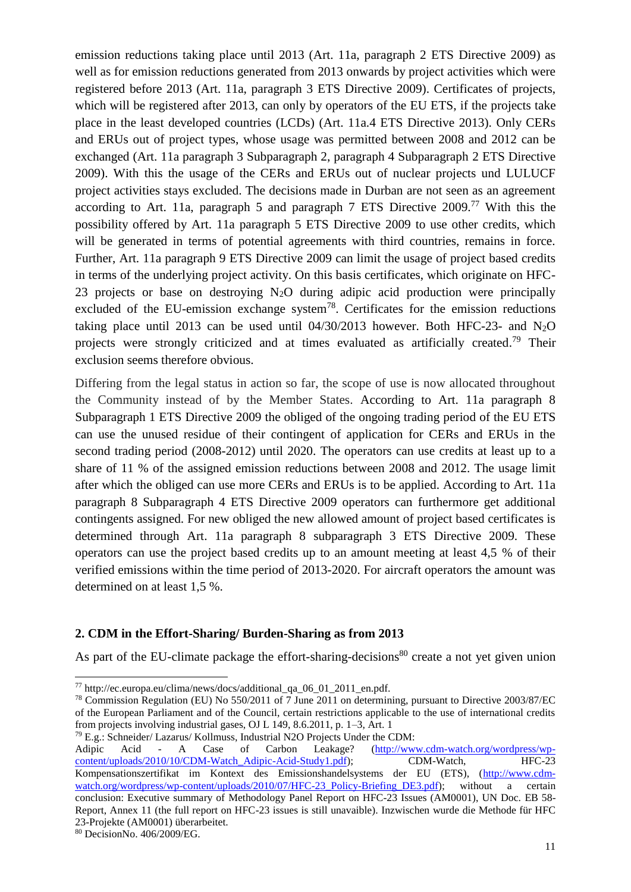emission reductions taking place until 2013 (Art. 11a, paragraph 2 ETS Directive 2009) as well as for emission reductions generated from 2013 onwards by project activities which were registered before 2013 (Art. 11a, paragraph 3 ETS Directive 2009). Certificates of projects, which will be registered after 2013, can only by operators of the EU ETS, if the projects take place in the least developed countries (LCDs) (Art. 11a.4 ETS Directive 2013). Only CERs and ERUs out of project types, whose usage was permitted between 2008 and 2012 can be exchanged (Art. 11a paragraph 3 Subparagraph 2, paragraph 4 Subparagraph 2 ETS Directive 2009). With this the usage of the CERs and ERUs out of nuclear projects und LULUCF project activities stays excluded. The decisions made in Durban are not seen as an agreement according to Art. 11a, paragraph 5 and paragraph 7 ETS Directive 2009.[77] With this the possibility offered by Art. 11a paragraph 5 ETS Directive 2009 to use other credits, which will be generated in terms of potential agreements with third countries, remains in force. Further, Art. 11a paragraph 9 ETS Directive 2009 can limit the usage of project based credits in terms of the underlying project activity. On this basis certificates, which originate on HFC-23 projects or base on destroying $N_2O$ during adipic acid production were principally excluded of the EU-emission exchange system[78]. Certificates for the emission reductions taking place until 2013 can be used until 04/30/2013 however. Both HFC-23- and $N_2O$ projects were strongly criticized and at times evaluated as artificially created.[79] Their exclusion seems therefore obvious.

Differing from the legal status in action so far, the scope of use is now allocated throughout the Community instead of by the Member States. According to Art. 11a paragraph 8 Subparagraph 1 ETS Directive 2009 the obliged of the ongoing trading period of the EU ETS can use the unused residue of their contingent of application for CERs and ERUs in the second trading period (2008-2012) until 2020. The operators can use credits at least up to a share of 11 % of the assigned emission reductions between 2008 and 2012. The usage limit after which the obliged can use more CERs and ERUs is to be applied. According to Art. 11a paragraph 8 Subparagraph 4 ETS Directive 2009 operators can furthermore get additional contingents assigned. For new obliged the new allowed amount of project based certificates is determined through Art. 11a paragraph 8 subparagraph 3 ETS Directive 2009. These operators can use the project based credits up to an amount meeting at least 4,5 % of their verified emissions within the time period of 2013-2020. For aircraft operators the amount was determined on at least 1,5 %.

## 2. CDM in the Effort-Sharing/ Burden-Sharing as from 2013

As part of the EU-climate package the effort-sharing-decisions[80] create a not yet given union

---

[77] http://ec.europa.eu/clima/news/docs/additional_qa_06_01_2011_en.pdf.

[78] Commission Regulation (EU) No 550/2011 of 7 June 2011 on determining, pursuant to Directive 2003/87/EC of the European Parliament and of the Council, certain restrictions applicable to the use of international credits from projects involving industrial gases, OJ L 149, 8.6.2011, p. 1–3, Art. 1

[79] E.g.: Schneider/ Lazarus/ Kollmuss, Industrial N2O Projects Under the CDM: Adipic Acid - A Case of Carbon Leakage? (http://www.cdm-watch.org/wordpress/wp-content/uploads/2010/10/CDM-Watch_Adipic-Acid-Study1.pdf); CDM-Watch, HFC-23 Kompensationszertifikat im Kontext des Emissionshandelsystems der EU (ETS), (http://www.cdm-watch.org/wordpress/wp-content/uploads/2010/07/HFC-23_Policy-Briefing_DE3.pdf); without a certain conclusion: Executive summary of Methodology Panel Report on HFC-23 Issues (AM0001), UN Doc. EB 58-Report, Annex 11 (the full report on HFC-23 issues is still unavaible). Inzwischen wurde die Methode für HFC 23-Projekte (AM0001) überarbeitet.

[80] DecisionNo. 406/2009/EG.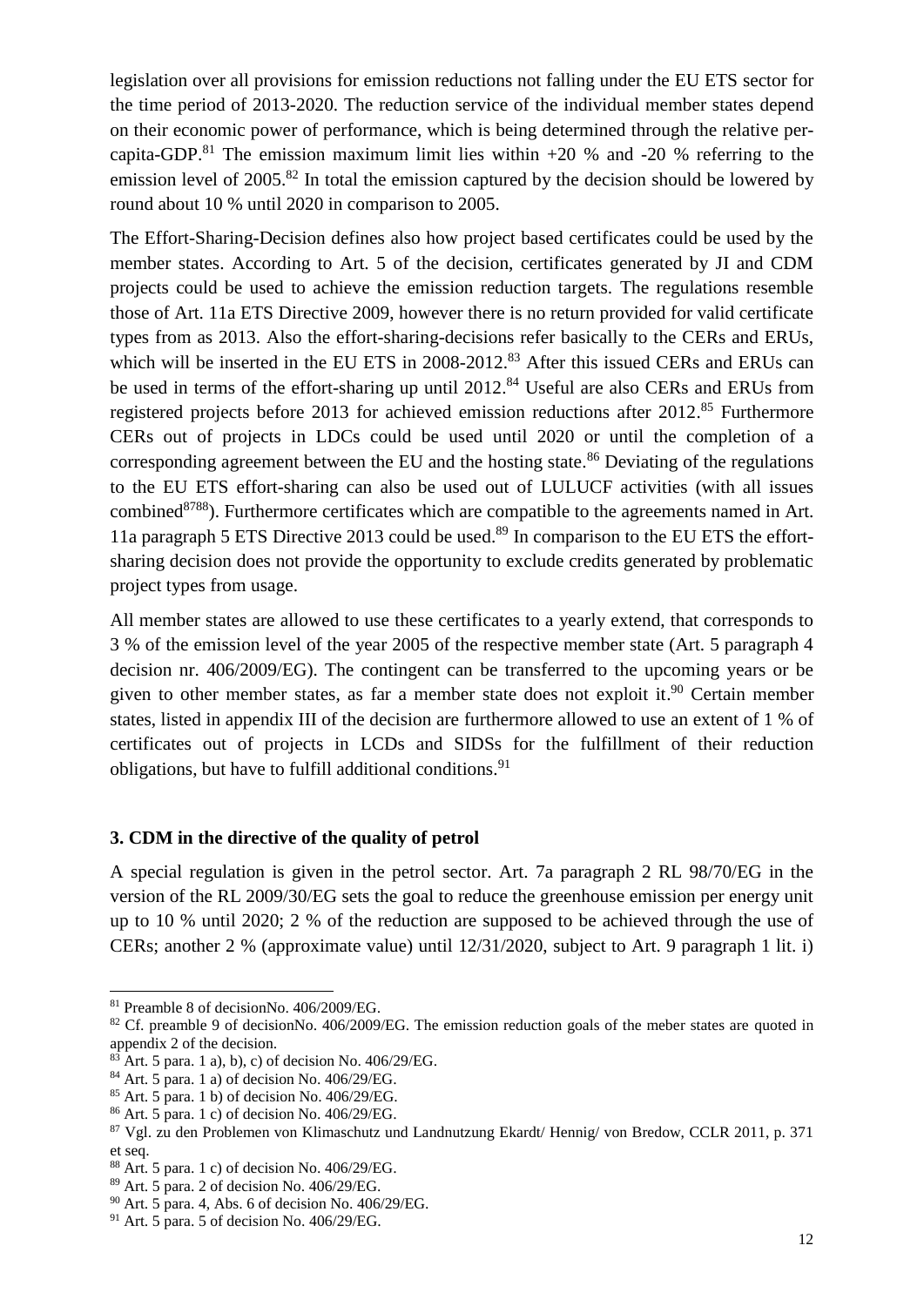legislation over all provisions for emission reductions not falling under the EU ETS sector for the time period of 2013-2020. The reduction service of the individual member states depend on their economic power of performance, which is being determined through the relative per-capita-GDP.[81] The emission maximum limit lies within +20 % and -20 % referring to the emission level of 2005.[82] In total the emission captured by the decision should be lowered by round about 10 % until 2020 in comparison to 2005.

The Effort-Sharing-Decision defines also how project based certificates could be used by the member states. According to Art. 5 of the decision, certificates generated by JI and CDM projects could be used to achieve the emission reduction targets. The regulations resemble those of Art. 11a ETS Directive 2009, however there is no return provided for valid certificate types from as 2013. Also the effort-sharing-decisions refer basically to the CERs and ERUs, which will be inserted in the EU ETS in 2008-2012.[83] After this issued CERs and ERUs can be used in terms of the effort-sharing up until 2012.[84] Useful are also CERs and ERUs from registered projects before 2013 for achieved emission reductions after 2012.[85] Furthermore CERs out of projects in LDCs could be used until 2020 or until the completion of a corresponding agreement between the EU and the hosting state.[86] Deviating of the regulations to the EU ETS effort-sharing can also be used out of LULUCF activities (with all issues combined[87][88]). Furthermore certificates which are compatible to the agreements named in Art. 11a paragraph 5 ETS Directive 2013 could be used.[89] In comparison to the EU ETS the effort-sharing decision does not provide the opportunity to exclude credits generated by problematic project types from usage.

All member states are allowed to use these certificates to a yearly extend, that corresponds to 3 % of the emission level of the year 2005 of the respective member state (Art. 5 paragraph 4 decision nr. 406/2009/EG). The contingent can be transferred to the upcoming years or be given to other member states, as far a member state does not exploit it.[90] Certain member states, listed in appendix III of the decision are furthermore allowed to use an extent of 1 % of certificates out of projects in LCDs and SIDSs for the fulfillment of their reduction obligations, but have to fulfill additional conditions.[91]

### 3. CDM in the directive of the quality of petrol

A special regulation is given in the petrol sector. Art. 7a paragraph 2 RL 98/70/EG in the version of the RL 2009/30/EG sets the goal to reduce the greenhouse emission per energy unit up to 10 % until 2020; 2 % of the reduction are supposed to be achieved through the use of CERs; another 2 % (approximate value) until 12/31/2020, subject to Art. 9 paragraph 1 lit. i)

---

[81] Preamble 8 of decisionNo. 406/2009/EG.

[82] Cf. preamble 9 of decisionNo. 406/2009/EG. The emission reduction goals of the meber states are quoted in appendix 2 of the decision.

[83] Art. 5 para. 1 a), b), c) of decision No. 406/29/EG.

[84] Art. 5 para. 1 a) of decision No. 406/29/EG.

[85] Art. 5 para. 1 b) of decision No. 406/29/EG.

[86] Art. 5 para. 1 c) of decision No. 406/29/EG.

[87] Vgl. zu den Problemen von Klimaschutz und Landnutzung Ekardt/ Hennig/ von Bredow, CCLR 2011, p. 371 et seq.

[88] Art. 5 para. 1 c) of decision No. 406/29/EG.

[89] Art. 5 para. 2 of decision No. 406/29/EG.

[90] Art. 5 para. 4, Abs. 6 of decision No. 406/29/EG.

[91] Art. 5 para. 5 of decision No. 406/29/EG.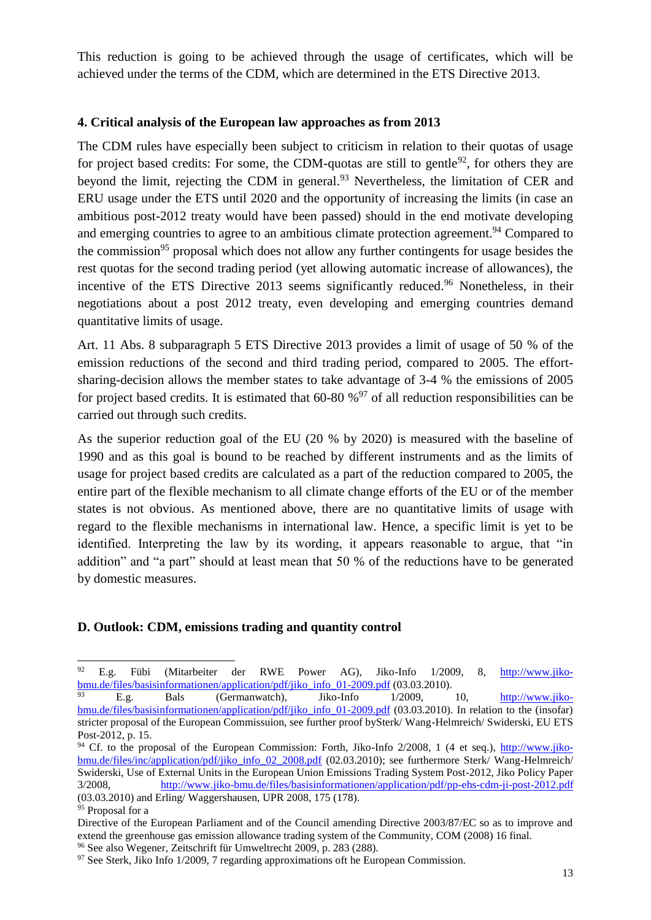This reduction is going to be achieved through the usage of certificates, which will be achieved under the terms of the CDM, which are determined in the ETS Directive 2013.

### 4. Critical analysis of the European law approaches as from 2013

The CDM rules have especially been subject to criticism in relation to their quotas of usage for project based credits: For some, the CDM-quotas are still to gentle[92], for others they are beyond the limit, rejecting the CDM in general.[93] Nevertheless, the limitation of CER and ERU usage under the ETS until 2020 and the opportunity of increasing the limits (in case an ambitious post-2012 treaty would have been passed) should in the end motivate developing and emerging countries to agree to an ambitious climate protection agreement.[94] Compared to the commission[95] proposal which does not allow any further contingents for usage besides the rest quotas for the second trading period (yet allowing automatic increase of allowances), the incentive of the ETS Directive 2013 seems significantly reduced.[96] Nonetheless, in their negotiations about a post 2012 treaty, even developing and emerging countries demand quantitative limits of usage.

Art. 11 Abs. 8 subparagraph 5 ETS Directive 2013 provides a limit of usage of 50 % of the emission reductions of the second and third trading period, compared to 2005. The effort-sharing-decision allows the member states to take advantage of 3-4 % the emissions of 2005 for project based credits. It is estimated that 60-80 %[97] of all reduction responsibilities can be carried out through such credits.

As the superior reduction goal of the EU (20 % by 2020) is measured with the baseline of 1990 and as this goal is bound to be reached by different instruments and as the limits of usage for project based credits are calculated as a part of the reduction compared to 2005, the entire part of the flexible mechanism to all climate change efforts of the EU or of the member states is not obvious. As mentioned above, there are no quantitative limits of usage with regard to the flexible mechanisms in international law. Hence, a specific limit is yet to be identified. Interpreting the law by its wording, it appears reasonable to argue, that "in addition" and "a part" should at least mean that 50 % of the reductions have to be generated by domestic measures.

## D. Outlook: CDM, emissions trading and quantity control

---

[92] E.g. Fübi (Mitarbeiter der RWE Power AG), Jiko-Info 1/2009, 8, http://www.jiko-bmu.de/files/basisinformationen/application/pdf/jiko_info_01-2009.pdf (03.03.2010).

[93] E.g. Bals (Germanwatch), Jiko-Info 1/2009, 10, http://www.jiko-bmu.de/files/basisinformationen/application/pdf/jiko_info_01-2009.pdf (03.03.2010). In relation to the (insofar) stricter proposal of the European Commissuion, see further proof bySterk/ Wang-Helmreich/ Swiderski, EU ETS Post-2012, p. 15.

[94] Cf. to the proposal of the European Commission: Forth, Jiko-Info 2/2008, 1 (4 et seq.), http://www.jiko-bmu.de/files/inc/application/pdf/jiko_info_02_2008.pdf (02.03.2010); see furthermore Sterk/ Wang-Helmreich/ Swiderski, Use of External Units in the European Union Emissions Trading System Post-2012, Jiko Policy Paper 3/2008, http://www.jiko-bmu.de/files/basisinformationen/application/pdf/pp-ehs-cdm-ji-post-2012.pdf (03.03.2010) and Erling/ Waggershausen, UPR 2008, 175 (178).

[95] Proposal for a Directive of the European Parliament and of the Council amending Directive 2003/87/EC so as to improve and extend the greenhouse gas emission allowance trading system of the Community, COM (2008) 16 final.

[96] See also Wegener, Zeitschrift für Umweltrecht 2009, p. 283 (288).

[97] See Sterk, Jiko Info 1/2009, 7 regarding approximations oft he European Commission.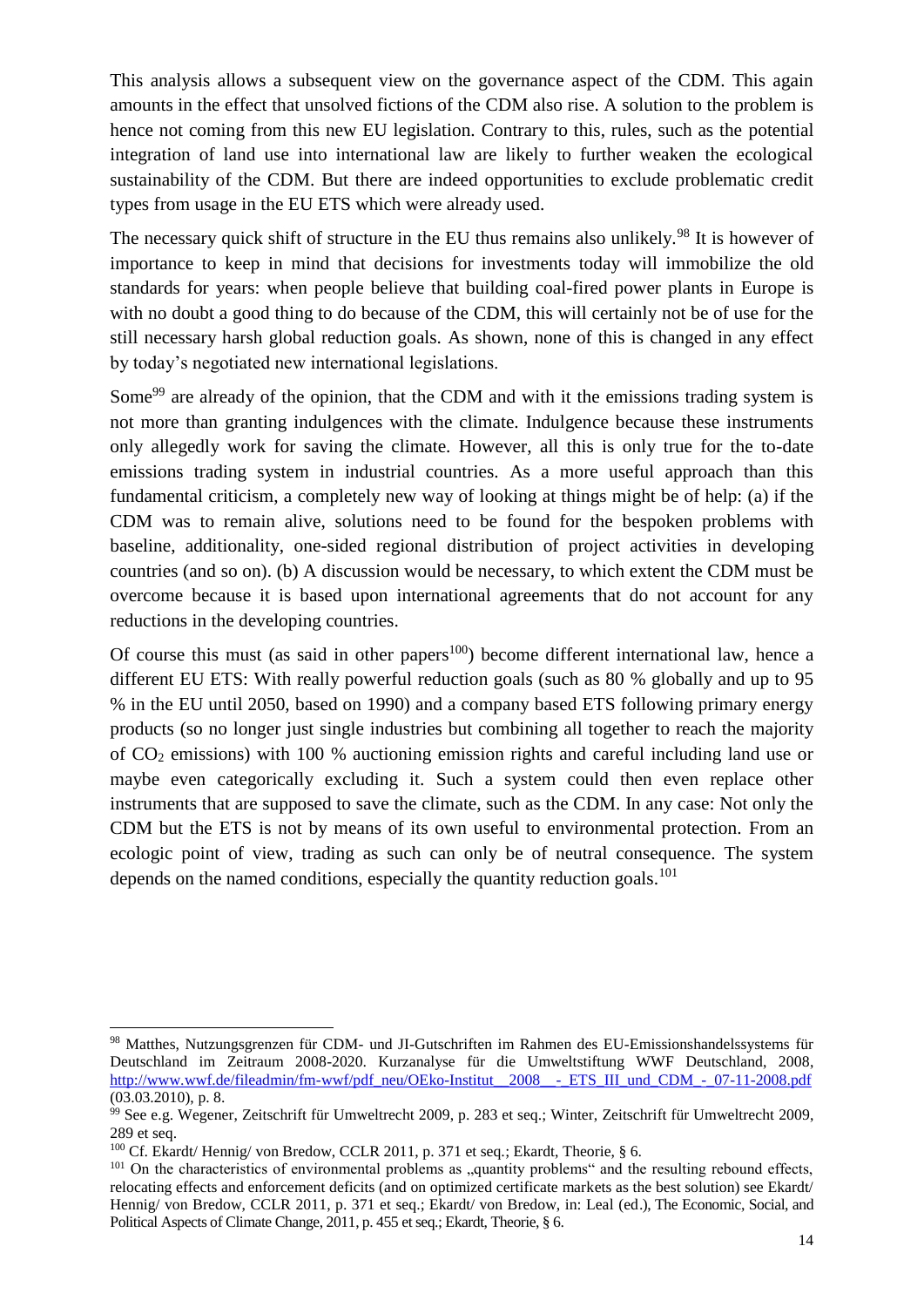This analysis allows a subsequent view on the governance aspect of the CDM. This again amounts in the effect that unsolved fictions of the CDM also rise. A solution to the problem is hence not coming from this new EU legislation. Contrary to this, rules, such as the potential integration of land use into international law are likely to further weaken the ecological sustainability of the CDM. But there are indeed opportunities to exclude problematic credit types from usage in the EU ETS which were already used.

The necessary quick shift of structure in the EU thus remains also unlikely.[98] It is however of importance to keep in mind that decisions for investments today will immobilize the old standards for years: when people believe that building coal-fired power plants in Europe is with no doubt a good thing to do because of the CDM, this will certainly not be of use for the still necessary harsh global reduction goals. As shown, none of this is changed in any effect by today's negotiated new international legislations.

Some[99] are already of the opinion, that the CDM and with it the emissions trading system is not more than granting indulgences with the climate. Indulgence because these instruments only allegedly work for saving the climate. However, all this is only true for the to-date emissions trading system in industrial countries. As a more useful approach than this fundamental criticism, a completely new way of looking at things might be of help: (a) if the CDM was to remain alive, solutions need to be found for the bespoken problems with baseline, additionality, one-sided regional distribution of project activities in developing countries (and so on). (b) A discussion would be necessary, to which extent the CDM must be overcome because it is based upon international agreements that do not account for any reductions in the developing countries.

Of course this must (as said in other papers[100]) become different international law, hence a different EU ETS: With really powerful reduction goals (such as 80 % globally and up to 95 % in the EU until 2050, based on 1990) and a company based ETS following primary energy products (so no longer just single industries but combining all together to reach the majority of $CO_2$ emissions) with 100 % auctioning emission rights and careful including land use or maybe even categorically excluding it. Such a system could then even replace other instruments that are supposed to save the climate, such as the CDM. In any case: Not only the CDM but the ETS is not by means of its own useful to environmental protection. From an ecologic point of view, trading as such can only be of neutral consequence. The system depends on the named conditions, especially the quantity reduction goals.[101]

---

[98] Matthes, Nutzungsgrenzen für CDM- und JI-Gutschriften im Rahmen des EU-Emissionshandelssystems für Deutschland im Zeitraum 2008-2020. Kurzanalyse für die Umweltstiftung WWF Deutschland, 2008, http://www.wwf.de/fileadmin/fm-wwf/pdf_neu/OEko-Institut__2008__-_ETS_III_und_CDM_-_07-11-2008.pdf (03.03.2010), p. 8.

[99] See e.g. Wegener, Zeitschrift für Umweltrecht 2009, p. 283 et seq.; Winter, Zeitschrift für Umweltrecht 2009, 289 et seq.

[100] Cf. Ekardt/ Hennig/ von Bredow, CCLR 2011, p. 371 et seq.; Ekardt, Theorie, § 6.

[101] On the characteristics of environmental problems as „quantity problems" and the resulting rebound effects, relocating effects and enforcement deficits (and on optimized certificate markets as the best solution) see Ekardt/ Hennig/ von Bredow, CCLR 2011, p. 371 et seq.; Ekardt/ von Bredow, in: Leal (ed.), The Economic, Social, and Political Aspects of Climate Change, 2011, p. 455 et seq.; Ekardt, Theorie, § 6.